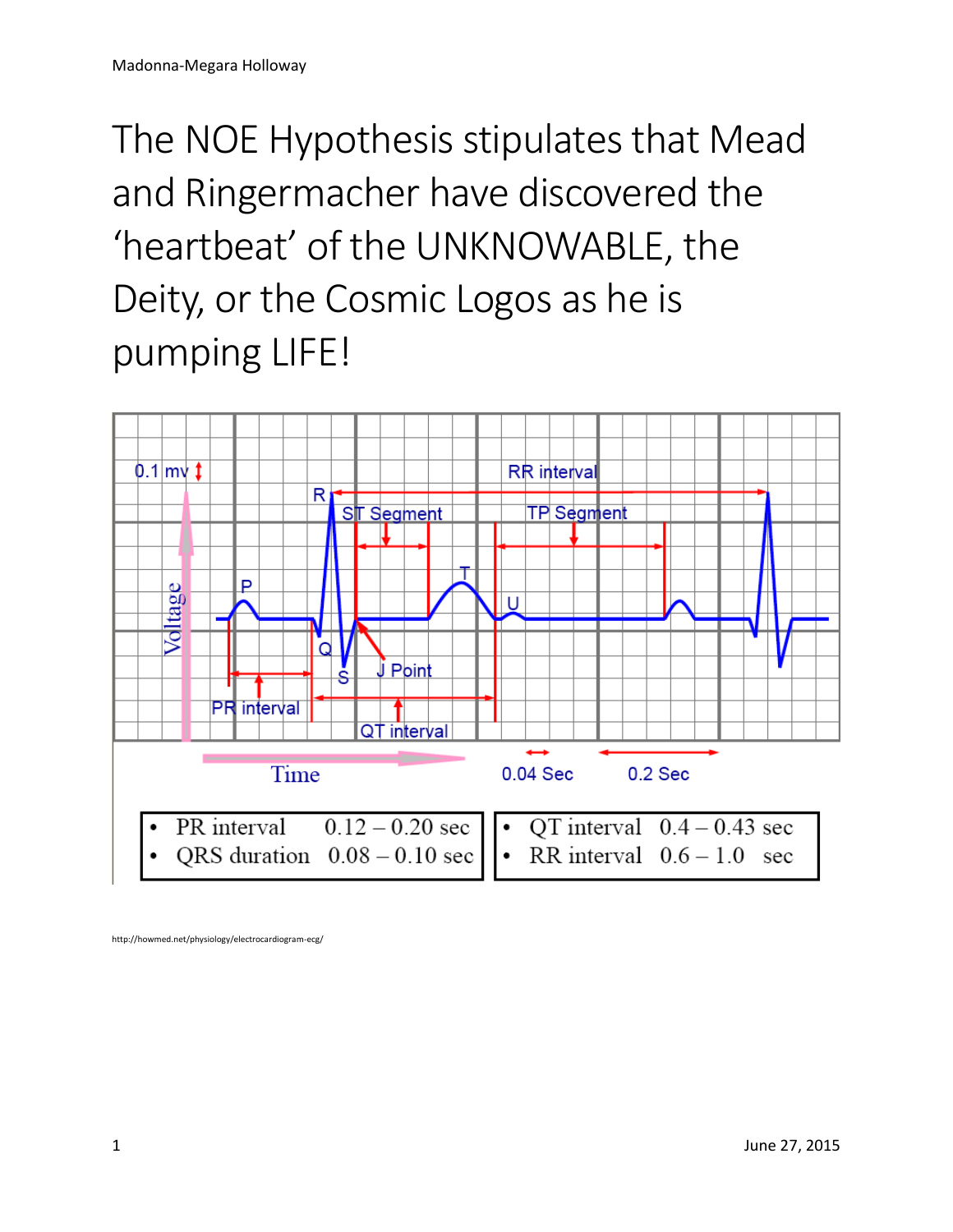# The NOE Hypothesis stipulates that Mead and Ringermacher have discovered the 'heartbeat' of the UNKNOWABLE, the Deity, or the Cosmic Logos as he is pumping LIFE!

0.1 mv

RR interval

R

ST Segment

TP Segment

T

P

U

Voltage

Q

S

J Point

PR interval

QT interval

Time

0.04 Sec

0.2 Sec

- PR interval 0.12 – 0.20 sec
- QRS duration 0.08 – 0.10 sec

- QT interval 0.4 – 0.43 sec
- RR interval 0.6 – 1.0 sec

http://howmed.net/physiology/electrocardiogram-ecg/

June 27, 2015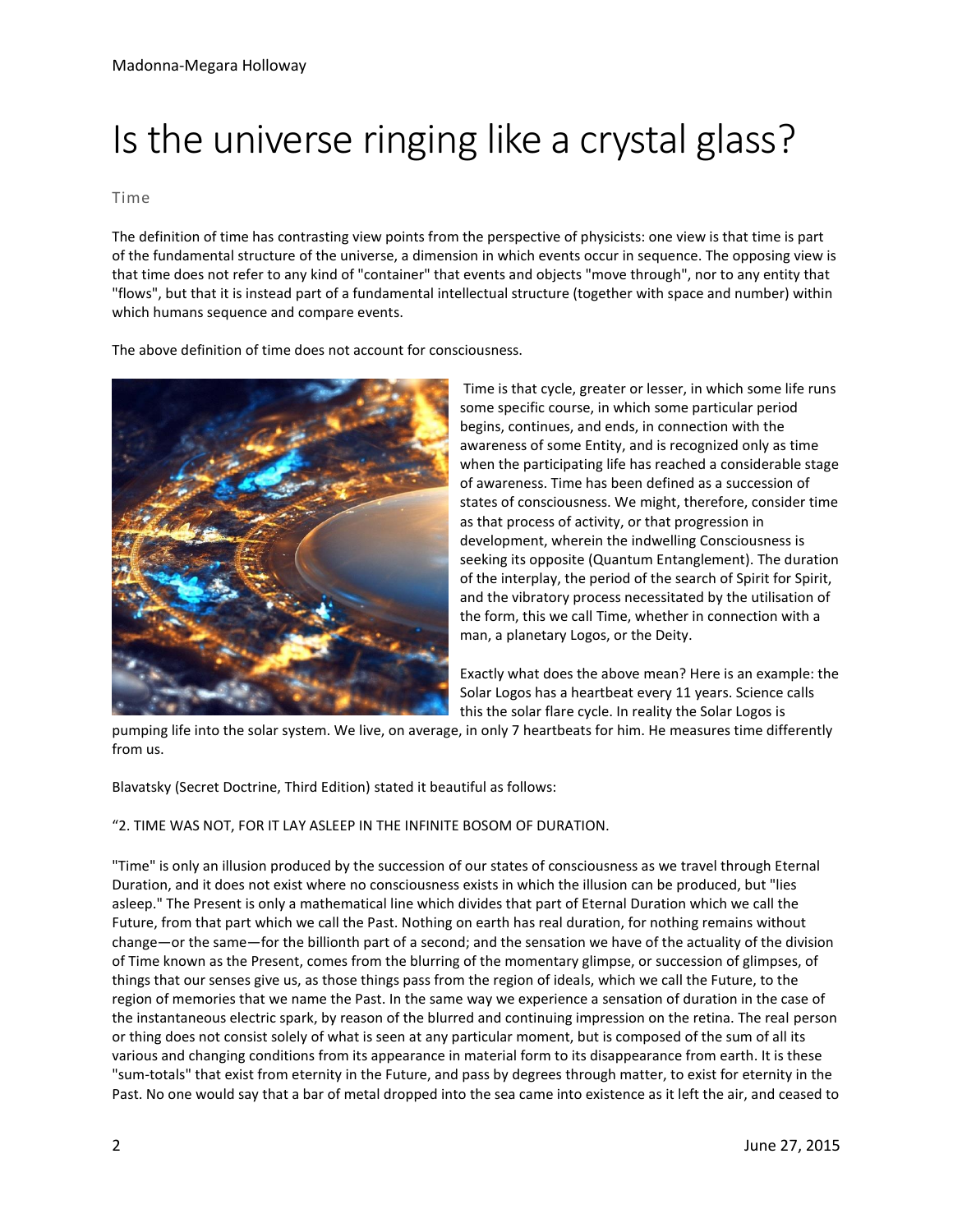# Is the universe ringing like a crystal glass?

## Time

The definition of time has contrasting view points from the perspective of physicists: one view is that time is part of the fundamental structure of the universe, a dimension in which events occur in sequence. The opposing view is that time does not refer to any kind of "container" that events and objects "move through", nor to any entity that "flows", but that it is instead part of a fundamental intellectual structure (together with space and number) within which humans sequence and compare events.

The above definition of time does not account for consciousness.

Time is that cycle, greater or lesser, in which some life runs some specific course, in which some particular period begins, continues, and ends, in connection with the awareness of some Entity, and is recognized only as time when the participating life has reached a considerable stage of awareness. Time has been defined as a succession of states of consciousness. We might, therefore, consider time as that process of activity, or that progression in development, wherein the indwelling Consciousness is seeking its opposite (Quantum Entanglement). The duration of the interplay, the period of the search of Spirit for Spirit, and the vibratory process necessitated by the utilisation of the form, this we call Time, whether in connection with a man, a planetary Logos, or the Deity.

Exactly what does the above mean? Here is an example: the Solar Logos has a heartbeat every 11 years. Science calls this the solar flare cycle. In reality the Solar Logos is pumping life into the solar system. We live, on average, in only 7 heartbeats for him. He measures time differently from us.

Blavatsky (Secret Doctrine, Third Edition) stated it beautiful as follows:

"2. TIME WAS NOT, FOR IT LAY ASLEEP IN THE INFINITE BOSOM OF DURATION.

"Time" is only an illusion produced by the succession of our states of consciousness as we travel through Eternal Duration, and it does not exist where no consciousness exists in which the illusion can be produced, but "lies asleep." The Present is only a mathematical line which divides that part of Eternal Duration which we call the Future, from that part which we call the Past. Nothing on earth has real duration, for nothing remains without change—or the same—for the billionth part of a second; and the sensation we have of the actuality of the division of Time known as the Present, comes from the blurring of the momentary glimpse, or succession of glimpses, of things that our senses give us, as those things pass from the region of ideals, which we call the Future, to the region of memories that we name the Past. In the same way we experience a sensation of duration in the case of the instantaneous electric spark, by reason of the blurred and continuing impression on the retina. The real person or thing does not consist solely of what is seen at any particular moment, but is composed of the sum of all its various and changing conditions from its appearance in material form to its disappearance from earth. It is these "sum-totals" that exist from eternity in the Future, and pass by degrees through matter, to exist for eternity in the Past. No one would say that a bar of metal dropped into the sea came into existence as it left the air, and ceased to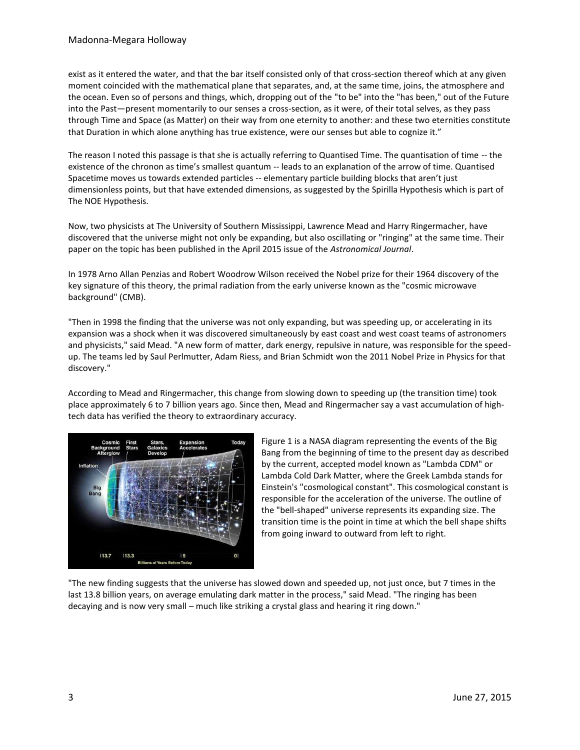exist as it entered the water, and that the bar itself consisted only of that cross-section thereof which at any given moment coincided with the mathematical plane that separates, and, at the same time, joins, the atmosphere and the ocean. Even so of persons and things, which, dropping out of the "to be" into the "has been," out of the Future into the Past—present momentarily to our senses a cross-section, as it were, of their total selves, as they pass through Time and Space (as Matter) on their way from one eternity to another: and these two eternities constitute that Duration in which alone anything has true existence, were our senses but able to cognize it."

The reason I noted this passage is that she is actually referring to Quantised Time. The quantisation of time -- the existence of the chronon as time's smallest quantum -- leads to an explanation of the arrow of time. Quantised Spacetime moves us towards extended particles -- elementary particle building blocks that aren't just dimensionless points, but that have extended dimensions, as suggested by the Spirilla Hypothesis which is part of The NOE Hypothesis.

Now, two physicists at The University of Southern Mississippi, Lawrence Mead and Harry Ringermacher, have discovered that the universe might not only be expanding, but also oscillating or "ringing" at the same time. Their paper on the topic has been published in the April 2015 issue of the *Astronomical Journal*.

In 1978 Arno Allan Penzias and Robert Woodrow Wilson received the Nobel prize for their 1964 discovery of the key signature of this theory, the primal radiation from the early universe known as the "cosmic microwave background" (CMB).

"Then in 1998 the finding that the universe was not only expanding, but was speeding up, or accelerating in its expansion was a shock when it was discovered simultaneously by east coast and west coast teams of astronomers and physicists," said Mead. "A new form of matter, dark energy, repulsive in nature, was responsible for the speed-up. The teams led by Saul Perlmutter, Adam Riess, and Brian Schmidt won the 2011 Nobel Prize in Physics for that discovery."

According to Mead and Ringermacher, this change from slowing down to speeding up (the transition time) took place approximately 6 to 7 billion years ago. Since then, Mead and Ringermacher say a vast accumulation of high-tech data has verified the theory to extraordinary accuracy.

Figure 1 is a NASA diagram representing the events of the Big Bang from the beginning of time to the present day as described by the current, accepted model known as "Lambda CDM" or Lambda Cold Dark Matter, where the Greek Lambda stands for Einstein's "cosmological constant". This cosmological constant is responsible for the acceleration of the universe. The outline of the "bell-shaped" universe represents its expanding size. The transition time is the point in time at which the bell shape shifts from going inward to outward from left to right.

"The new finding suggests that the universe has slowed down and speeded up, not just once, but 7 times in the last 13.8 billion years, on average emulating dark matter in the process," said Mead. "The ringing has been decaying and is now very small – much like striking a crystal glass and hearing it ring down."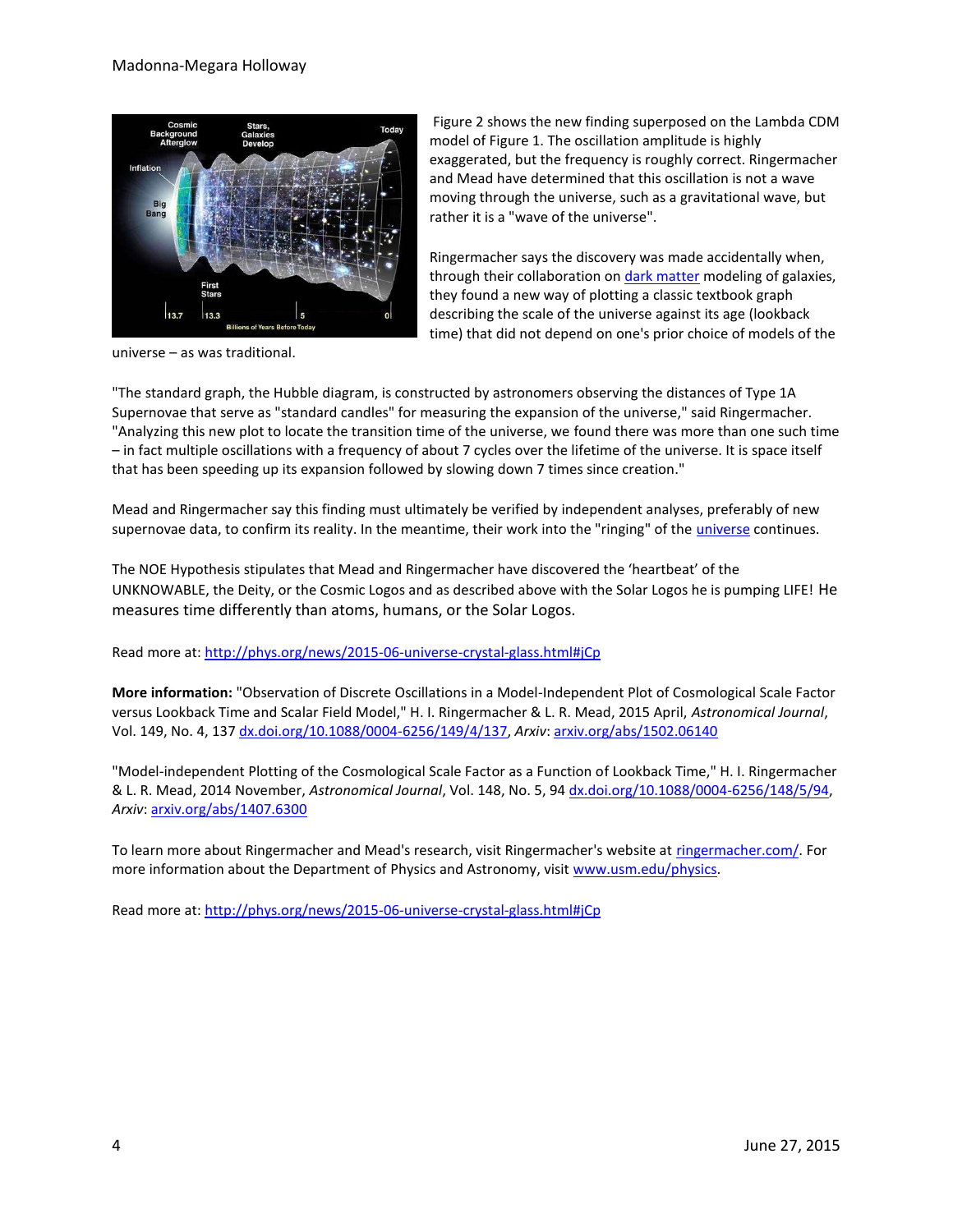Figure 2 shows the new finding superposed on the Lambda CDM model of Figure 1. The oscillation amplitude is highly exaggerated, but the frequency is roughly correct. Ringermacher and Mead have determined that this oscillation is not a wave moving through the universe, such as a gravitational wave, but rather it is a "wave of the universe".

Ringermacher says the discovery was made accidentally when, through their collaboration on dark matter modeling of galaxies, they found a new way of plotting a classic textbook graph describing the scale of the universe against its age (lookback time) that did not depend on one's prior choice of models of the universe – as was traditional.

"The standard graph, the Hubble diagram, is constructed by astronomers observing the distances of Type 1A Supernovae that serve as "standard candles" for measuring the expansion of the universe," said Ringermacher. "Analyzing this new plot to locate the transition time of the universe, we found there was more than one such time – in fact multiple oscillations with a frequency of about 7 cycles over the lifetime of the universe. It is space itself that has been speeding up its expansion followed by slowing down 7 times since creation."

Mead and Ringermacher say this finding must ultimately be verified by independent analyses, preferably of new supernovae data, to confirm its reality. In the meantime, their work into the "ringing" of the universe continues.

The NOE Hypothesis stipulates that Mead and Ringermacher have discovered the 'heartbeat' of the UNKNOWABLE, the Deity, or the Cosmic Logos and as described above with the Solar Logos he is pumping LIFE! He measures time differently than atoms, humans, or the Solar Logos.

Read more at: http://phys.org/news/2015-06-universe-crystal-glass.html#jCp

**More information:** "Observation of Discrete Oscillations in a Model-Independent Plot of Cosmological Scale Factor versus Lookback Time and Scalar Field Model," H. I. Ringermacher & L. R. Mead, 2015 April, *Astronomical Journal*, Vol. 149, No. 4, 137 dx.doi.org/10.1088/0004-6256/149/4/137, *Arxiv*: arxiv.org/abs/1502.06140

"Model-independent Plotting of the Cosmological Scale Factor as a Function of Lookback Time," H. I. Ringermacher & L. R. Mead, 2014 November, *Astronomical Journal*, Vol. 148, No. 5, 94 dx.doi.org/10.1088/0004-6256/148/5/94, *Arxiv*: arxiv.org/abs/1407.6300

To learn more about Ringermacher and Mead's research, visit Ringermacher's website at ringermacher.com/. For more information about the Department of Physics and Astronomy, visit www.usm.edu/physics.

Read more at: http://phys.org/news/2015-06-universe-crystal-glass.html#jCp